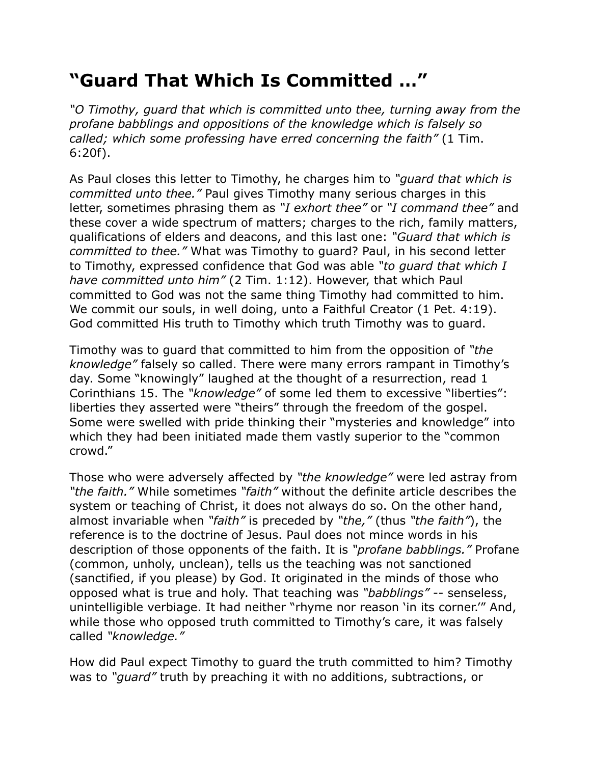# “Guard That Which Is Committed …”

*“O Timothy, guard that which is committed unto thee, turning away from the profane babblings and oppositions of the knowledge which is falsely so called; which some professing have erred concerning the faith”* (1 Tim. 6:20f).

As Paul closes this letter to Timothy, he charges him to *“guard that which is committed unto thee.”* Paul gives Timothy many serious charges in this letter, sometimes phrasing them as *“I exhort thee”* or *“I command thee”* and these cover a wide spectrum of matters; charges to the rich, family matters, qualifications of elders and deacons, and this last one: *“Guard that which is committed to thee.”* What was Timothy to guard? Paul, in his second letter to Timothy, expressed confidence that God was able *“to guard that which I have committed unto him”* (2 Tim. 1:12). However, that which Paul committed to God was not the same thing Timothy had committed to him. We commit our souls, in well doing, unto a Faithful Creator (1 Pet. 4:19). God committed His truth to Timothy which truth Timothy was to guard.

Timothy was to guard that committed to him from the opposition of *“the knowledge”* falsely so called. There were many errors rampant in Timothy’s day. Some “knowingly” laughed at the thought of a resurrection, read 1 Corinthians 15. The *“knowledge”* of some led them to excessive “liberties”: liberties they asserted were “theirs” through the freedom of the gospel. Some were swelled with pride thinking their “mysteries and knowledge” into which they had been initiated made them vastly superior to the “common crowd.”

Those who were adversely affected by *“the knowledge”* were led astray from *“the faith.”* While sometimes *“faith”* without the definite article describes the system or teaching of Christ, it does not always do so. On the other hand, almost invariable when *“faith”* is preceded by *“the,”* (thus *“the faith”*), the reference is to the doctrine of Jesus. Paul does not mince words in his description of those opponents of the faith. It is *“profane babblings.”* Profane (common, unholy, unclean), tells us the teaching was not sanctioned (sanctified, if you please) by God. It originated in the minds of those who opposed what is true and holy. That teaching was *“babblings”* -- senseless, unintelligible verbiage. It had neither “rhyme nor reason ‘in its corner.’” And, while those who opposed truth committed to Timothy’s care, it was falsely called *“knowledge.”*

How did Paul expect Timothy to guard the truth committed to him? Timothy was to *“guard”* truth by preaching it with no additions, subtractions, or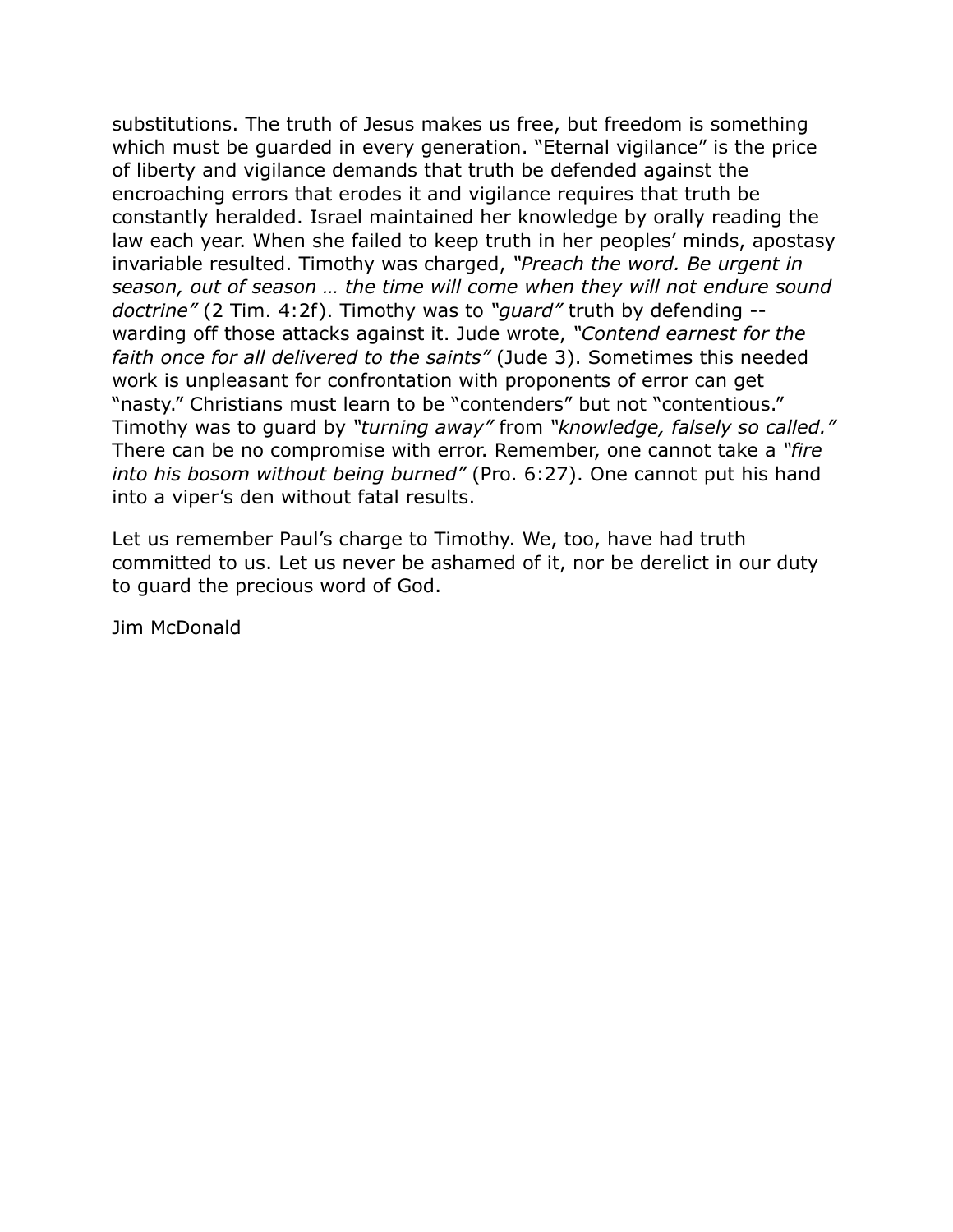substitutions. The truth of Jesus makes us free, but freedom is something which must be guarded in every generation. "Eternal vigilance" is the price of liberty and vigilance demands that truth be defended against the encroaching errors that erodes it and vigilance requires that truth be constantly heralded. Israel maintained her knowledge by orally reading the law each year. When she failed to keep truth in her peoples' minds, apostasy invariable resulted. Timothy was charged, *"Preach the word. Be urgent in season, out of season … the time will come when they will not endure sound doctrine"* (2 Tim. 4:2f). Timothy was to *"guard"* truth by defending -- warding off those attacks against it. Jude wrote, *"Contend earnest for the faith once for all delivered to the saints"* (Jude 3). Sometimes this needed work is unpleasant for confrontation with proponents of error can get "nasty." Christians must learn to be "contenders" but not "contentious." Timothy was to guard by *"turning away"* from *"knowledge, falsely so called."* There can be no compromise with error. Remember, one cannot take a *"fire into his bosom without being burned"* (Pro. 6:27). One cannot put his hand into a viper's den without fatal results.

Let us remember Paul's charge to Timothy. We, too, have had truth committed to us. Let us never be ashamed of it, nor be derelict in our duty to guard the precious word of God.

Jim McDonald